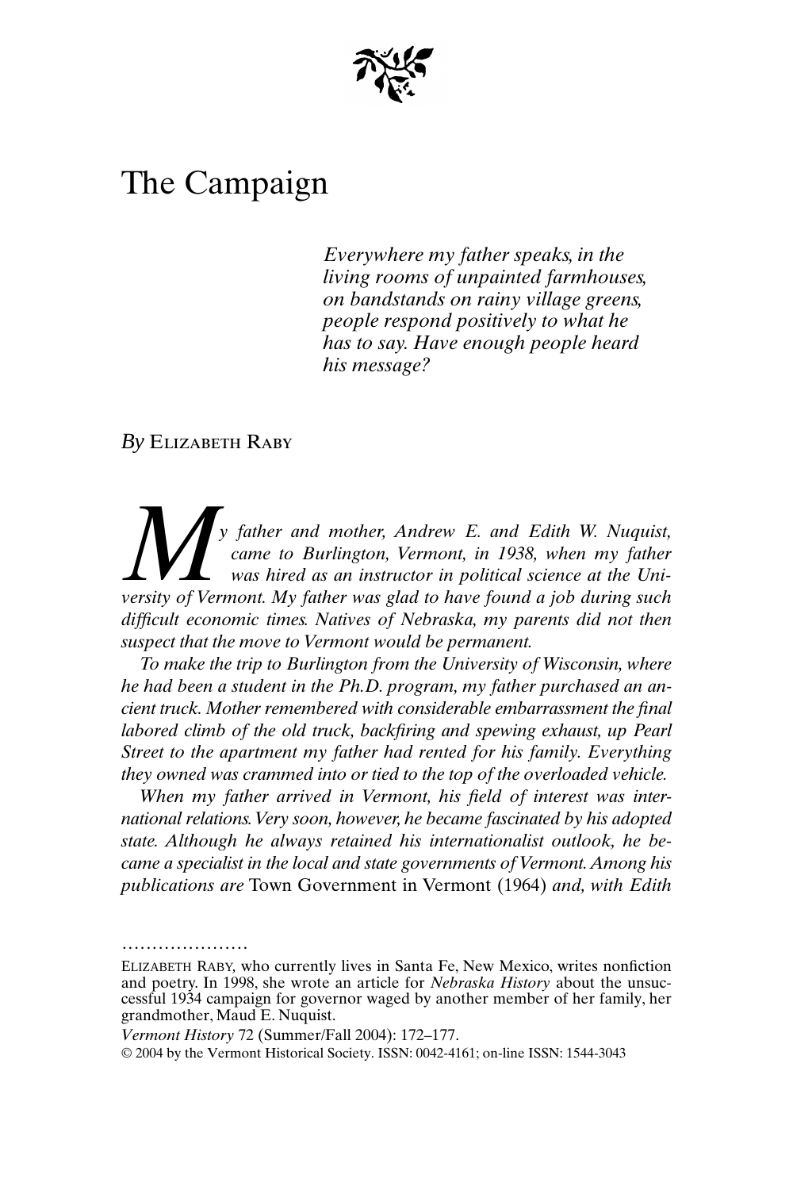# The Campaign

*Everywhere my father speaks, in the living rooms of unpainted farmhouses, on bandstands on rainy village greens, people respond positively to what he has to say. Have enough people heard his message?*

*By* Elizabeth Raby

*My father and mother, Andrew E. and Edith W. Nuquist, came to Burlington, Vermont, in 1938, when my father was hired as an instructor in political science at the University of Vermont. My father was glad to have found a job during such difficult economic times. Natives of Nebraska, my parents did not then suspect that the move to Vermont would be permanent.*

*To make the trip to Burlington from the University of Wisconsin, where he had been a student in the Ph.D. program, my father purchased an ancient truck. Mother remembered with considerable embarrassment the final labored climb of the old truck, backfiring and spewing exhaust, up Pearl Street to the apartment my father had rented for his family. Everything they owned was crammed into or tied to the top of the overloaded vehicle.*

*When my father arrived in Vermont, his field of interest was international relations. Very soon, however, he became fascinated by his adopted state. Although he always retained his internationalist outlook, he became a specialist in the local and state governments of Vermont. Among his publications are* Town Government in Vermont (1964) *and, with Edith*

.....................

Elizabeth Raby, who currently lives in Santa Fe, New Mexico, writes nonfiction and poetry. In 1998, she wrote an article for *Nebraska History* about the unsuccessful 1934 campaign for governor waged by another member of her family, her grandmother, Maud E. Nuquist.

*Vermont History* 72 (Summer/Fall 2004): 172–177.

© 2004 by the Vermont Historical Society. ISSN: 0042-4161; on-line ISSN: 1544-3043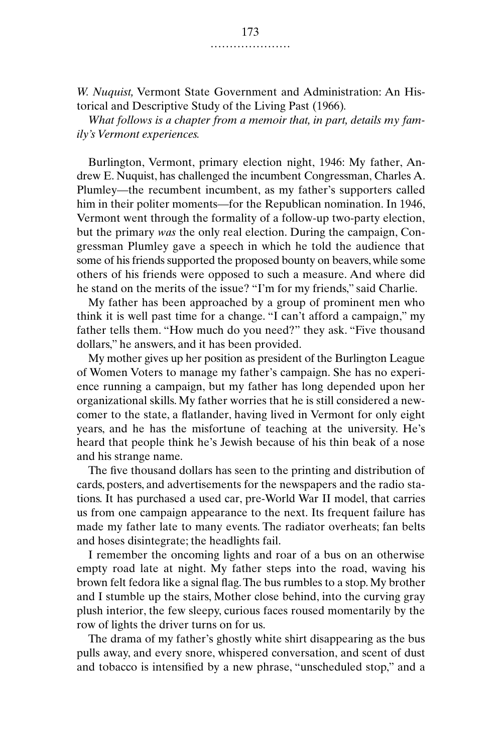*W. Nuquist,* Vermont State Government and Administration: An Historical and Descriptive Study of the Living Past (1966).

*What follows is a chapter from a memoir that, in part, details my family's Vermont experiences.*

Burlington, Vermont, primary election night, 1946: My father, Andrew E. Nuquist, has challenged the incumbent Congressman, Charles A. Plumley—the recumbent incumbent, as my father's supporters called him in their politer moments—for the Republican nomination. In 1946, Vermont went through the formality of a follow-up two-party election, but the primary *was* the only real election. During the campaign, Congressman Plumley gave a speech in which he told the audience that some of his friends supported the proposed bounty on beavers, while some others of his friends were opposed to such a measure. And where did he stand on the merits of the issue? "I'm for my friends," said Charlie.

My father has been approached by a group of prominent men who think it is well past time for a change. "I can't afford a campaign," my father tells them. "How much do you need?" they ask. "Five thousand dollars," he answers, and it has been provided.

My mother gives up her position as president of the Burlington League of Women Voters to manage my father's campaign. She has no experience running a campaign, but my father has long depended upon her organizational skills. My father worries that he is still considered a newcomer to the state, a flatlander, having lived in Vermont for only eight years, and he has the misfortune of teaching at the university. He's heard that people think he's Jewish because of his thin beak of a nose and his strange name.

The five thousand dollars has seen to the printing and distribution of cards, posters, and advertisements for the newspapers and the radio stations. It has purchased a used car, pre-World War II model, that carries us from one campaign appearance to the next. Its frequent failure has made my father late to many events. The radiator overheats; fan belts and hoses disintegrate; the headlights fail.

I remember the oncoming lights and roar of a bus on an otherwise empty road late at night. My father steps into the road, waving his brown felt fedora like a signal flag. The bus rumbles to a stop. My brother and I stumble up the stairs, Mother close behind, into the curving gray plush interior, the few sleepy, curious faces roused momentarily by the row of lights the driver turns on for us.

The drama of my father's ghostly white shirt disappearing as the bus pulls away, and every snore, whispered conversation, and scent of dust and tobacco is intensified by a new phrase, "unscheduled stop," and a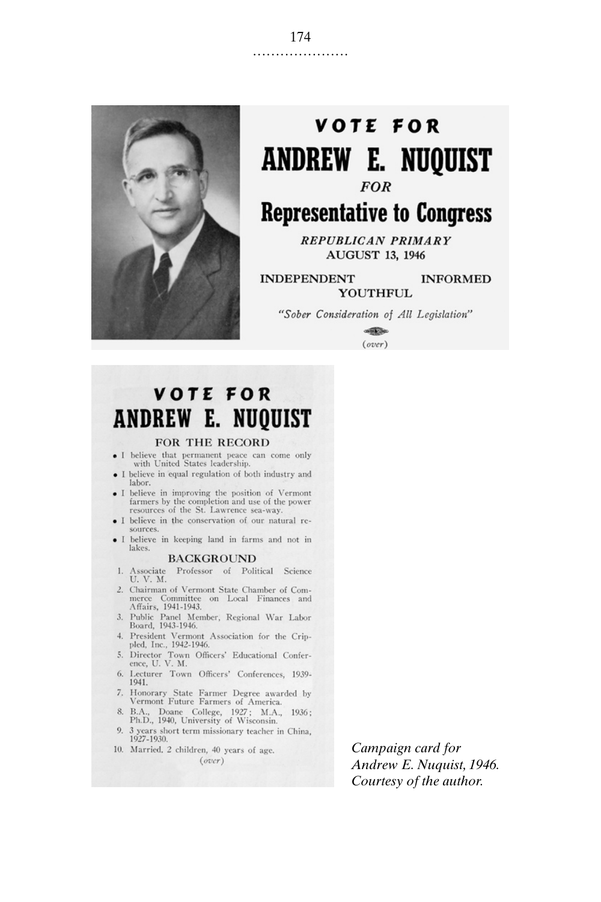# VOTE FOR

# ANDREW E. NUQUIST

*FOR*

## Representative to Congress

***REPUBLICAN PRIMARY***

**AUGUST 13, 1946**

**INDEPENDENT INFORMED YOUTHFUL**

*"Sober Consideration of All Legislation"*

(*over*)

# VOTE FOR

# ANDREW E. NUQUIST

### FOR THE RECORD

- I believe that permanent peace can come only with United States leadership.
- I believe in equal regulation of both industry and labor.
- I believe in improving the position of Vermont farmers by the completion and use of the power resources of the St. Lawrence sea-way.
- I believe in the conservation of our natural resources.
- I believe in keeping land in farms and not in lakes.

### BACKGROUND

1. Associate Professor of Political Science U. V. M.
2. Chairman of Vermont State Chamber of Commerce Committee on Local Finances and Affairs, 1941-1943.
3. Public Panel Member, Regional War Labor Board, 1943-1946.
4. President Vermont Association for the Crippled, Inc., 1942-1946.
5. Director Town Officers' Educational Conference, U. V. M.
6. Lecturer Town Officers' Conferences, 1939-1941.
7. Honorary State Farmer Degree awarded by Vermont Future Farmers of America.
8. B.A., Doane College, 1927; M.A., 1936; Ph.D., 1940, University of Wisconsin.
9. 3 years short term missionary teacher in China, 1927-1930.
10. Married, 2 children, 40 years of age.

(*over*)

*Campaign card for Andrew E. Nuquist, 1946. Courtesy of the author.*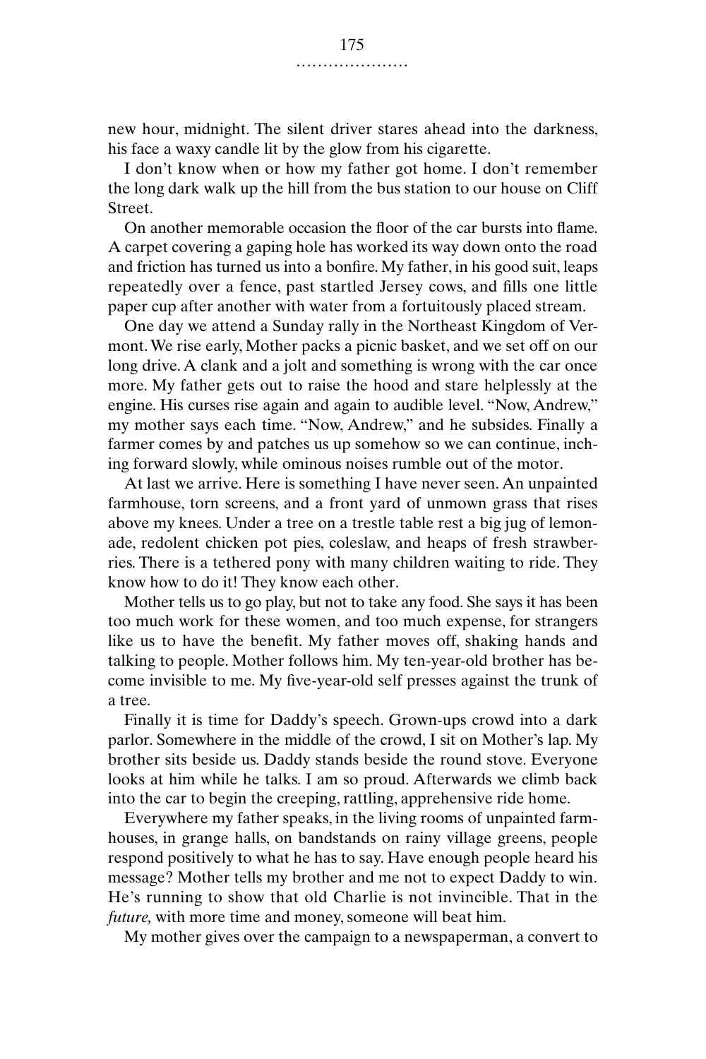new hour, midnight. The silent driver stares ahead into the darkness, his face a waxy candle lit by the glow from his cigarette.

I don't know when or how my father got home. I don't remember the long dark walk up the hill from the bus station to our house on Cliff Street.

On another memorable occasion the floor of the car bursts into flame. A carpet covering a gaping hole has worked its way down onto the road and friction has turned us into a bonfire. My father, in his good suit, leaps repeatedly over a fence, past startled Jersey cows, and fills one little paper cup after another with water from a fortuitously placed stream.

One day we attend a Sunday rally in the Northeast Kingdom of Vermont. We rise early, Mother packs a picnic basket, and we set off on our long drive. A clank and a jolt and something is wrong with the car once more. My father gets out to raise the hood and stare helplessly at the engine. His curses rise again and again to audible level. "Now, Andrew," my mother says each time. "Now, Andrew," and he subsides. Finally a farmer comes by and patches us up somehow so we can continue, inching forward slowly, while ominous noises rumble out of the motor.

At last we arrive. Here is something I have never seen. An unpainted farmhouse, torn screens, and a front yard of unmown grass that rises above my knees. Under a tree on a trestle table rest a big jug of lemonade, redolent chicken pot pies, coleslaw, and heaps of fresh strawberries. There is a tethered pony with many children waiting to ride. They know how to do it! They know each other.

Mother tells us to go play, but not to take any food. She says it has been too much work for these women, and too much expense, for strangers like us to have the benefit. My father moves off, shaking hands and talking to people. Mother follows him. My ten-year-old brother has become invisible to me. My five-year-old self presses against the trunk of a tree.

Finally it is time for Daddy's speech. Grown-ups crowd into a dark parlor. Somewhere in the middle of the crowd, I sit on Mother's lap. My brother sits beside us. Daddy stands beside the round stove. Everyone looks at him while he talks. I am so proud. Afterwards we climb back into the car to begin the creeping, rattling, apprehensive ride home.

Everywhere my father speaks, in the living rooms of unpainted farmhouses, in grange halls, on bandstands on rainy village greens, people respond positively to what he has to say. Have enough people heard his message? Mother tells my brother and me not to expect Daddy to win. He's running to show that old Charlie is not invincible. That in the *future,* with more time and money, someone will beat him.

My mother gives over the campaign to a newspaperman, a convert to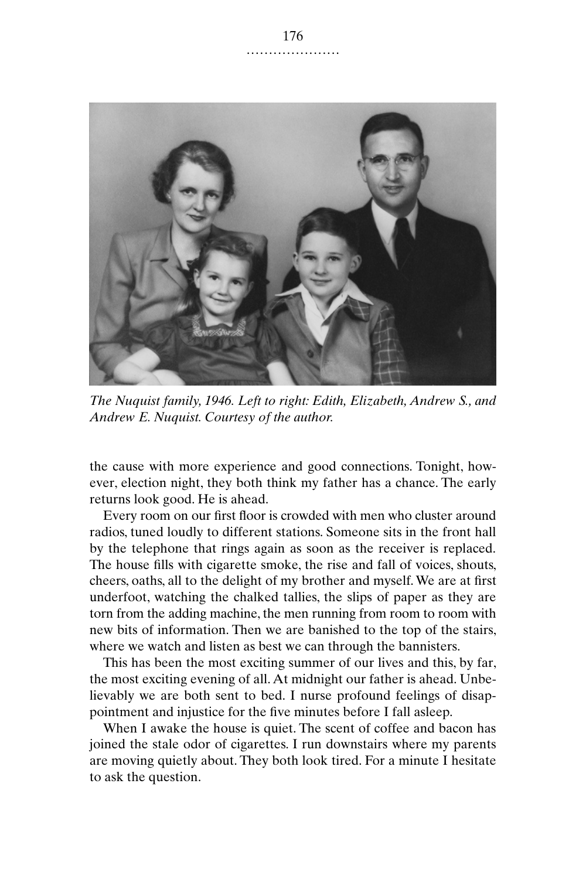*The Nuquist family, 1946. Left to right: Edith, Elizabeth, Andrew S., and Andrew E. Nuquist. Courtesy of the author.*

the cause with more experience and good connections. Tonight, however, election night, they both think my father has a chance. The early returns look good. He is ahead.

Every room on our first floor is crowded with men who cluster around radios, tuned loudly to different stations. Someone sits in the front hall by the telephone that rings again as soon as the receiver is replaced. The house fills with cigarette smoke, the rise and fall of voices, shouts, cheers, oaths, all to the delight of my brother and myself. We are at first underfoot, watching the chalked tallies, the slips of paper as they are torn from the adding machine, the men running from room to room with new bits of information. Then we are banished to the top of the stairs, where we watch and listen as best we can through the bannisters.

This has been the most exciting summer of our lives and this, by far, the most exciting evening of all. At midnight our father is ahead. Unbelievably we are both sent to bed. I nurse profound feelings of disappointment and injustice for the five minutes before I fall asleep.

When I awake the house is quiet. The scent of coffee and bacon has joined the stale odor of cigarettes. I run downstairs where my parents are moving quietly about. They both look tired. For a minute I hesitate to ask the question.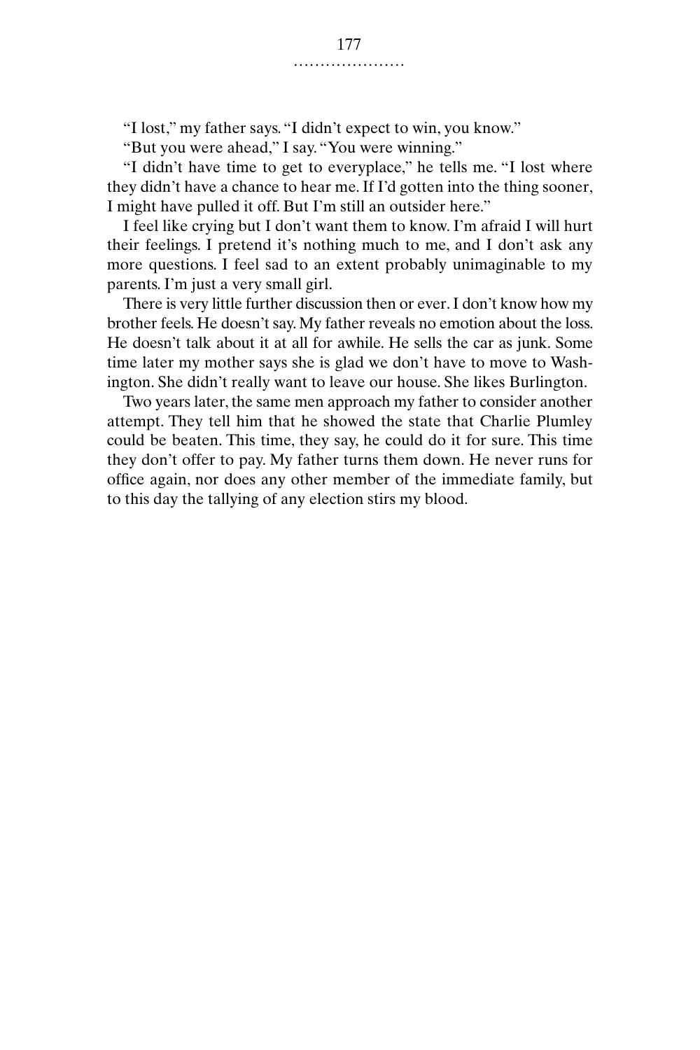"I lost," my father says. "I didn't expect to win, you know."

"But you were ahead," I say. "You were winning."

"I didn't have time to get to everyplace," he tells me. "I lost where they didn't have a chance to hear me. If I'd gotten into the thing sooner, I might have pulled it off. But I'm still an outsider here."

I feel like crying but I don't want them to know. I'm afraid I will hurt their feelings. I pretend it's nothing much to me, and I don't ask any more questions. I feel sad to an extent probably unimaginable to my parents. I'm just a very small girl.

There is very little further discussion then or ever. I don't know how my brother feels. He doesn't say. My father reveals no emotion about the loss. He doesn't talk about it at all for awhile. He sells the car as junk. Some time later my mother says she is glad we don't have to move to Washington. She didn't really want to leave our house. She likes Burlington.

Two years later, the same men approach my father to consider another attempt. They tell him that he showed the state that Charlie Plumley could be beaten. This time, they say, he could do it for sure. This time they don't offer to pay. My father turns them down. He never runs for office again, nor does any other member of the immediate family, but to this day the tallying of any election stirs my blood.